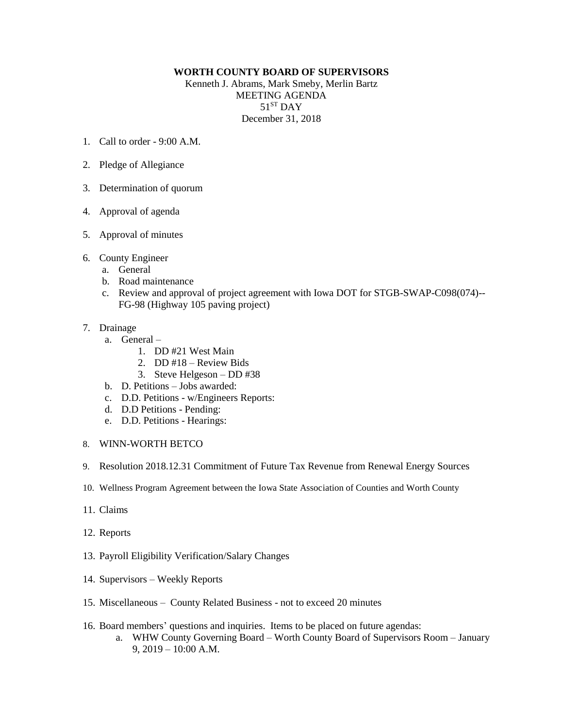**WORTH COUNTY BOARD OF SUPERVISORS**

Kenneth J. Abrams, Mark Smeby, Merlin Bartz

MEETING AGENDA

51ST DAY

December 31, 2018

1. Call to order - 9:00 A.M.

2. Pledge of Allegiance

3. Determination of quorum

4. Approval of agenda

5. Approval of minutes

6. County Engineer
   a. General
   b. Road maintenance
   c. Review and approval of project agreement with Iowa DOT for STGB-SWAP-C098(074)--FG-98 (Highway 105 paving project)

7. Drainage
   a. General –
      1. DD #21 West Main
      2. DD #18 – Review Bids
      3. Steve Helgeson – DD #38
   b. D. Petitions – Jobs awarded:
   c. D.D. Petitions - w/Engineers Reports:
   d. D.D Petitions - Pending:
   e. D.D. Petitions - Hearings:

8. WINN-WORTH BETCO

9. Resolution 2018.12.31 Commitment of Future Tax Revenue from Renewal Energy Sources

10. Wellness Program Agreement between the Iowa State Association of Counties and Worth County

11. Claims

12. Reports

13. Payroll Eligibility Verification/Salary Changes

14. Supervisors – Weekly Reports

15. Miscellaneous – County Related Business - not to exceed 20 minutes

16. Board members' questions and inquiries. Items to be placed on future agendas:
    a. WHW County Governing Board – Worth County Board of Supervisors Room – January 9, 2019 – 10:00 A.M.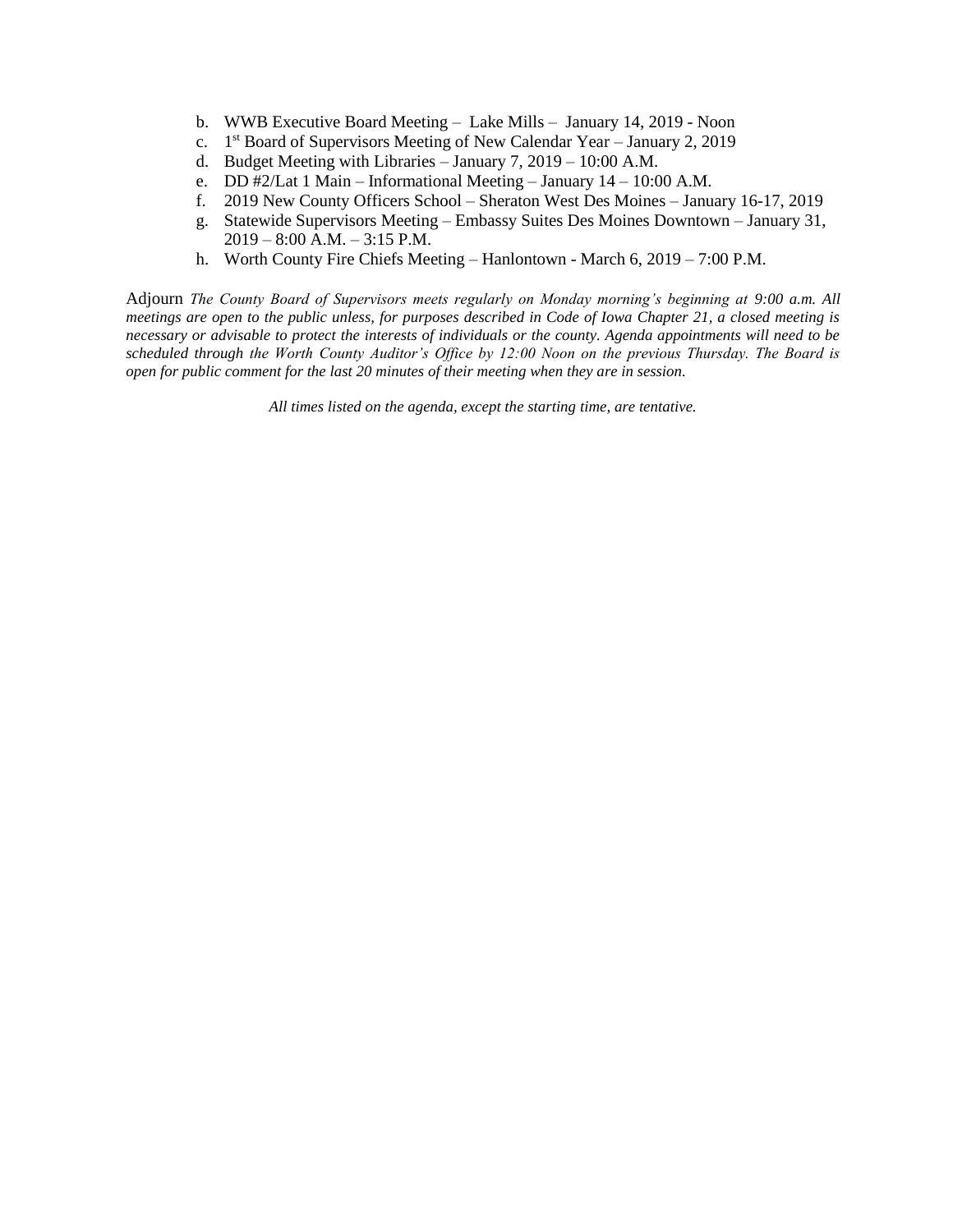b. WWB Executive Board Meeting – Lake Mills – January 14, 2019 - Noon
c. 1st Board of Supervisors Meeting of New Calendar Year – January 2, 2019
d. Budget Meeting with Libraries – January 7, 2019 – 10:00 A.M.
e. DD #2/Lat 1 Main – Informational Meeting – January 14 – 10:00 A.M.
f. 2019 New County Officers School – Sheraton West Des Moines – January 16-17, 2019
g. Statewide Supervisors Meeting – Embassy Suites Des Moines Downtown – January 31, 2019 – 8:00 A.M. – 3:15 P.M.
h. Worth County Fire Chiefs Meeting – Hanlontown - March 6, 2019 – 7:00 P.M.

Adjourn *The County Board of Supervisors meets regularly on Monday morning's beginning at 9:00 a.m. All meetings are open to the public unless, for purposes described in Code of Iowa Chapter 21, a closed meeting is necessary or advisable to protect the interests of individuals or the county. Agenda appointments will need to be scheduled through the Worth County Auditor's Office by 12:00 Noon on the previous Thursday. The Board is open for public comment for the last 20 minutes of their meeting when they are in session.*

*All times listed on the agenda, except the starting time, are tentative.*